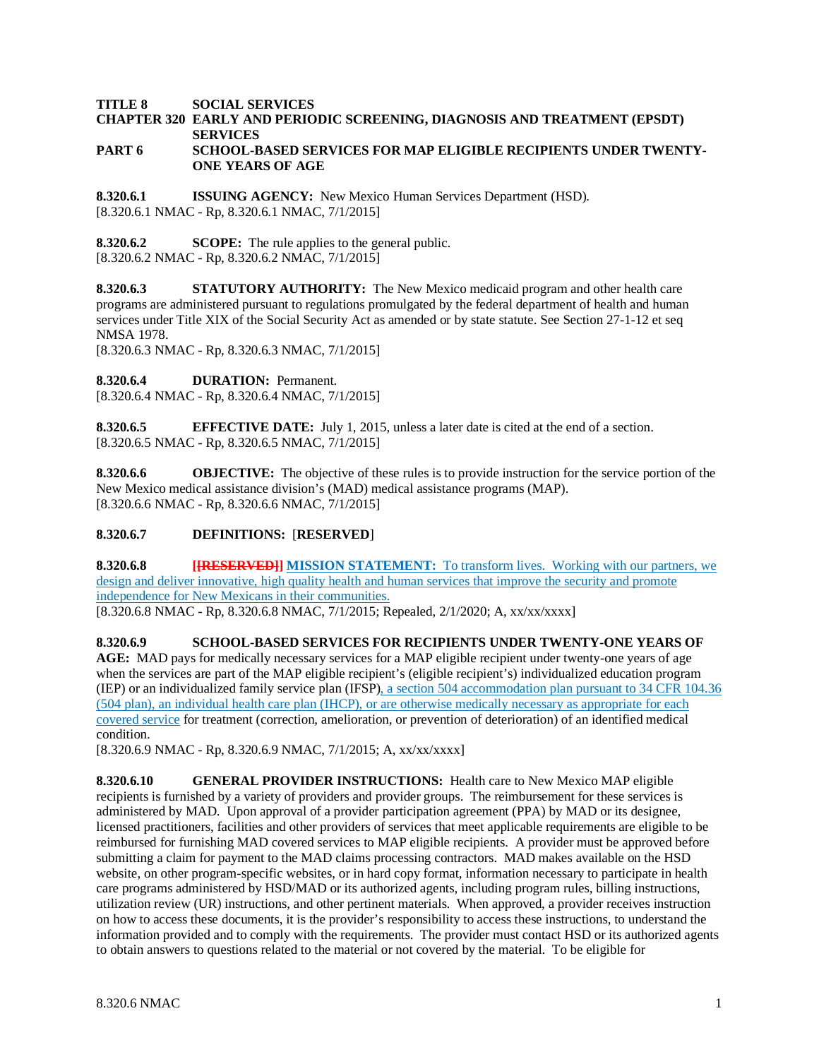**TITLE 8 SOCIAL SERVICES**
**CHAPTER 320 EARLY AND PERIODIC SCREENING, DIAGNOSIS AND TREATMENT (EPSDT) SERVICES**
**PART 6 SCHOOL-BASED SERVICES FOR MAP ELIGIBLE RECIPIENTS UNDER TWENTY-ONE YEARS OF AGE**

**8.320.6.1 ISSUING AGENCY:** New Mexico Human Services Department (HSD).
[8.320.6.1 NMAC - Rp, 8.320.6.1 NMAC, 7/1/2015]

**8.320.6.2 SCOPE:** The rule applies to the general public.
[8.320.6.2 NMAC - Rp, 8.320.6.2 NMAC, 7/1/2015]

**8.320.6.3 STATUTORY AUTHORITY:** The New Mexico medicaid program and other health care programs are administered pursuant to regulations promulgated by the federal department of health and human services under Title XIX of the Social Security Act as amended or by state statute. See Section 27-1-12 et seq NMSA 1978.
[8.320.6.3 NMAC - Rp, 8.320.6.3 NMAC, 7/1/2015]

**8.320.6.4 DURATION:** Permanent.
[8.320.6.4 NMAC - Rp, 8.320.6.4 NMAC, 7/1/2015]

**8.320.6.5 EFFECTIVE DATE:** July 1, 2015, unless a later date is cited at the end of a section.
[8.320.6.5 NMAC - Rp, 8.320.6.5 NMAC, 7/1/2015]

**8.320.6.6 OBJECTIVE:** The objective of these rules is to provide instruction for the service portion of the New Mexico medical assistance division's (MAD) medical assistance programs (MAP).
[8.320.6.6 NMAC - Rp, 8.320.6.6 NMAC, 7/1/2015]

**8.320.6.7 DEFINITIONS:** [**RESERVED**]

**8.320.6.8 ~~[[RESERVED]]~~ MISSION STATEMENT:** To transform lives. Working with our partners, we design and deliver innovative, high quality health and human services that improve the security and promote independence for New Mexicans in their communities.
[8.320.6.8 NMAC - Rp, 8.320.6.8 NMAC, 7/1/2015; Repealed, 2/1/2020; A, xx/xx/xxxx]

**8.320.6.9 SCHOOL-BASED SERVICES FOR RECIPIENTS UNDER TWENTY-ONE YEARS OF AGE:** MAD pays for medically necessary services for a MAP eligible recipient under twenty-one years of age when the services are part of the MAP eligible recipient's (eligible recipient's) individualized education program (IEP) or an individualized family service plan (IFSP), a section 504 accommodation plan pursuant to 34 CFR 104.36 (504 plan), an individual health care plan (IHCP), or are otherwise medically necessary as appropriate for each covered service for treatment (correction, amelioration, or prevention of deterioration) of an identified medical condition.
[8.320.6.9 NMAC - Rp, 8.320.6.9 NMAC, 7/1/2015; A, xx/xx/xxxx]

**8.320.6.10 GENERAL PROVIDER INSTRUCTIONS:** Health care to New Mexico MAP eligible recipients is furnished by a variety of providers and provider groups. The reimbursement for these services is administered by MAD. Upon approval of a provider participation agreement (PPA) by MAD or its designee, licensed practitioners, facilities and other providers of services that meet applicable requirements are eligible to be reimbursed for furnishing MAD covered services to MAP eligible recipients. A provider must be approved before submitting a claim for payment to the MAD claims processing contractors. MAD makes available on the HSD website, on other program-specific websites, or in hard copy format, information necessary to participate in health care programs administered by HSD/MAD or its authorized agents, including program rules, billing instructions, utilization review (UR) instructions, and other pertinent materials. When approved, a provider receives instruction on how to access these documents, it is the provider's responsibility to access these instructions, to understand the information provided and to comply with the requirements. The provider must contact HSD or its authorized agents to obtain answers to questions related to the material or not covered by the material. To be eligible for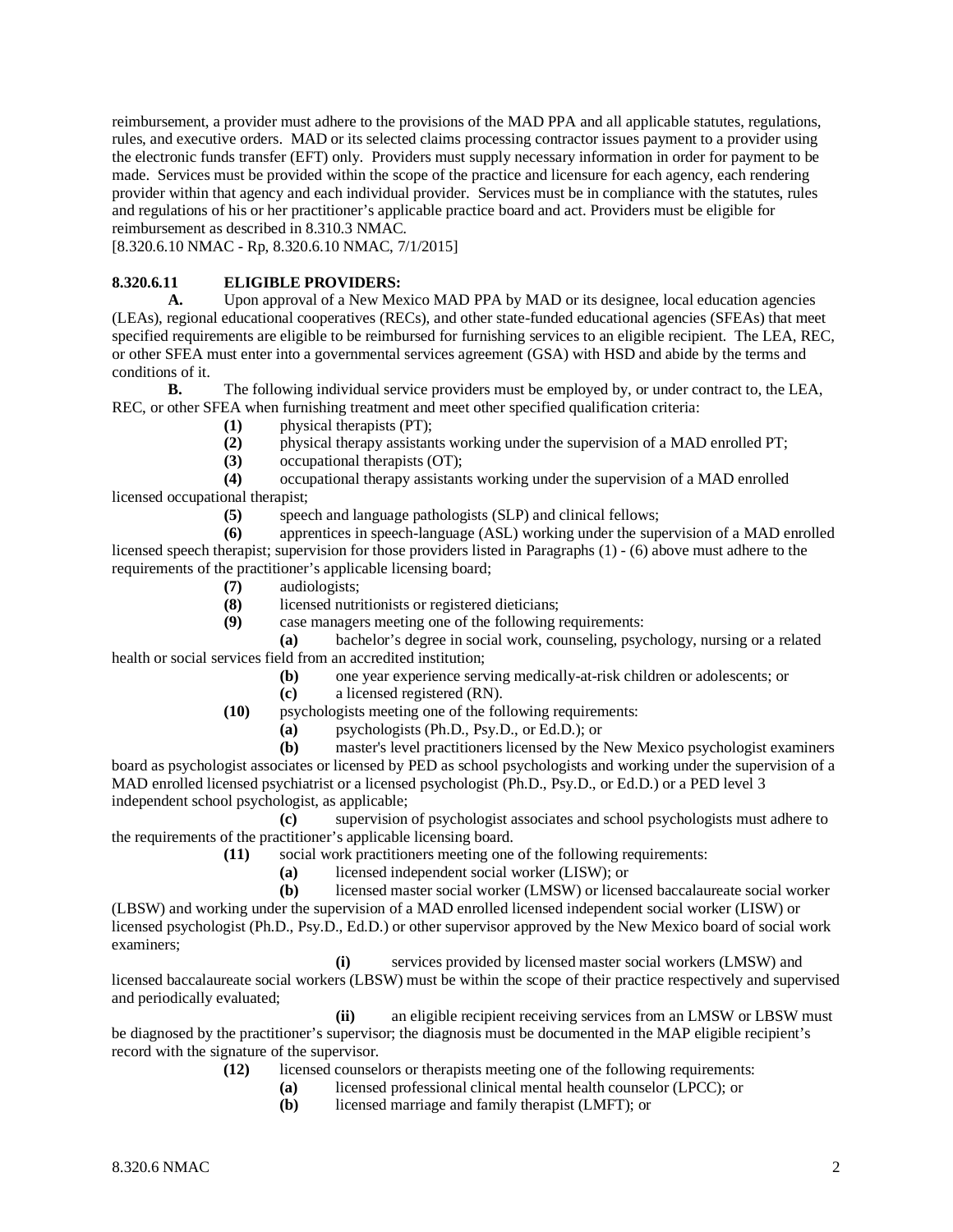reimbursement, a provider must adhere to the provisions of the MAD PPA and all applicable statutes, regulations, rules, and executive orders. MAD or its selected claims processing contractor issues payment to a provider using the electronic funds transfer (EFT) only. Providers must supply necessary information in order for payment to be made. Services must be provided within the scope of the practice and licensure for each agency, each rendering provider within that agency and each individual provider. Services must be in compliance with the statutes, rules and regulations of his or her practitioner's applicable practice board and act. Providers must be eligible for reimbursement as described in 8.310.3 NMAC.
[8.320.6.10 NMAC - Rp, 8.320.6.10 NMAC, 7/1/2015]

**8.320.6.11 ELIGIBLE PROVIDERS:**

**A.** Upon approval of a New Mexico MAD PPA by MAD or its designee, local education agencies (LEAs), regional educational cooperatives (RECs), and other state-funded educational agencies (SFEAs) that meet specified requirements are eligible to be reimbursed for furnishing services to an eligible recipient. The LEA, REC, or other SFEA must enter into a governmental services agreement (GSA) with HSD and abide by the terms and conditions of it.

**B.** The following individual service providers must be employed by, or under contract to, the LEA, REC, or other SFEA when furnishing treatment and meet other specified qualification criteria:

**(1)** physical therapists (PT);

**(2)** physical therapy assistants working under the supervision of a MAD enrolled PT;

**(3)** occupational therapists (OT);

**(4)** occupational therapy assistants working under the supervision of a MAD enrolled licensed occupational therapist;

**(5)** speech and language pathologists (SLP) and clinical fellows;

**(6)** apprentices in speech-language (ASL) working under the supervision of a MAD enrolled licensed speech therapist; supervision for those providers listed in Paragraphs (1) - (6) above must adhere to the requirements of the practitioner's applicable licensing board;

**(7)** audiologists;

**(8)** licensed nutritionists or registered dieticians;

**(9)** case managers meeting one of the following requirements:

**(a)** bachelor's degree in social work, counseling, psychology, nursing or a related health or social services field from an accredited institution;

**(b)** one year experience serving medically-at-risk children or adolescents; or

**(c)** a licensed registered (RN).

**(10)** psychologists meeting one of the following requirements:

**(a)** psychologists (Ph.D., Psy.D., or Ed.D.); or

**(b)** master's level practitioners licensed by the New Mexico psychologist examiners board as psychologist associates or licensed by PED as school psychologists and working under the supervision of a MAD enrolled licensed psychiatrist or a licensed psychologist (Ph.D., Psy.D., or Ed.D.) or a PED level 3 independent school psychologist, as applicable;

**(c)** supervision of psychologist associates and school psychologists must adhere to the requirements of the practitioner's applicable licensing board.

**(11)** social work practitioners meeting one of the following requirements:

**(a)** licensed independent social worker (LISW); or

**(b)** licensed master social worker (LMSW) or licensed baccalaureate social worker (LBSW) and working under the supervision of a MAD enrolled licensed independent social worker (LISW) or licensed psychologist (Ph.D., Psy.D., Ed.D.) or other supervisor approved by the New Mexico board of social work examiners;

**(i)** services provided by licensed master social workers (LMSW) and licensed baccalaureate social workers (LBSW) must be within the scope of their practice respectively and supervised and periodically evaluated;

**(ii)** an eligible recipient receiving services from an LMSW or LBSW must be diagnosed by the practitioner's supervisor; the diagnosis must be documented in the MAP eligible recipient's record with the signature of the supervisor.

**(12)** licensed counselors or therapists meeting one of the following requirements:

**(a)** licensed professional clinical mental health counselor (LPCC); or

**(b)** licensed marriage and family therapist (LMFT); or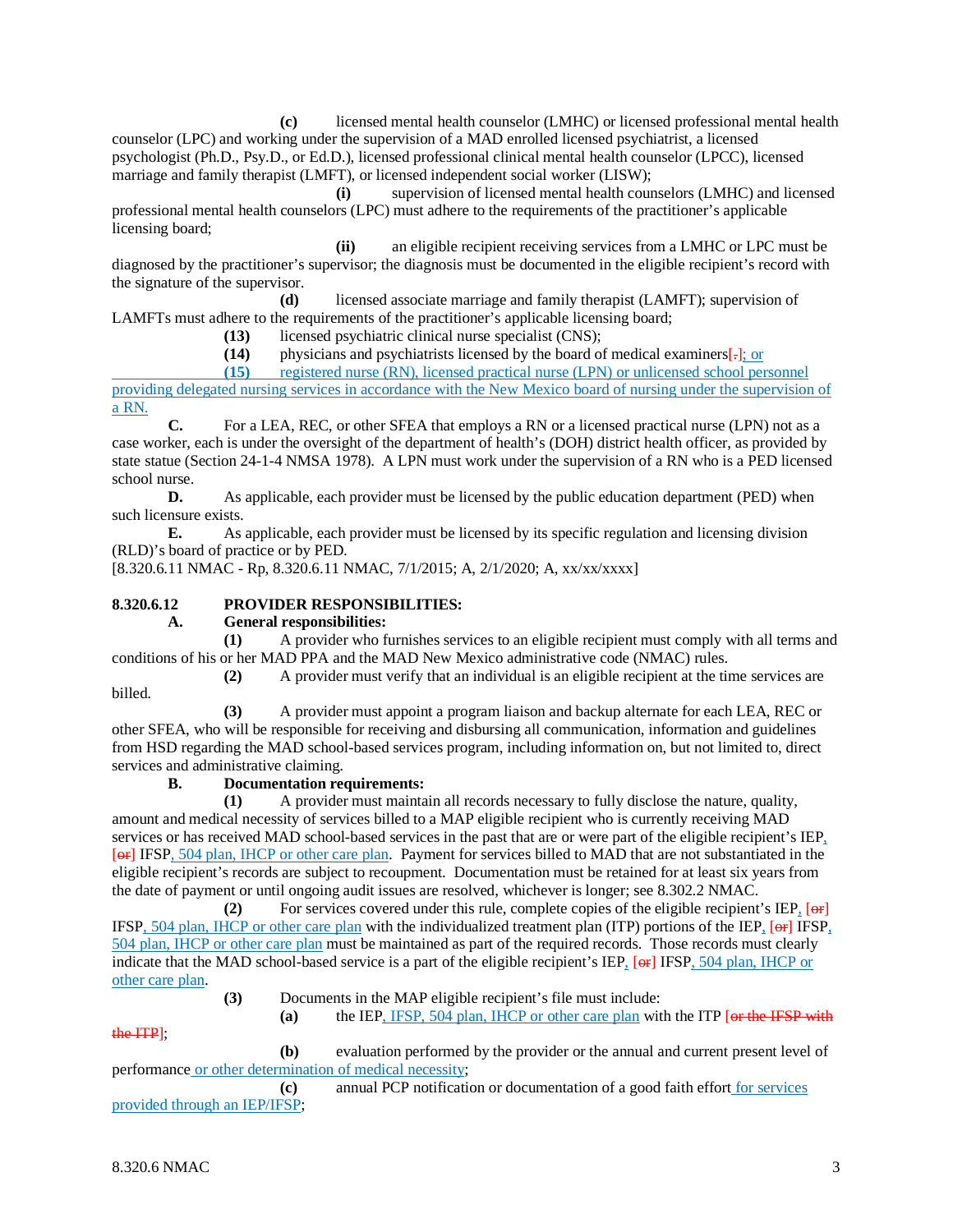**(c)** licensed mental health counselor (LMHC) or licensed professional mental health counselor (LPC) and working under the supervision of a MAD enrolled licensed psychiatrist, a licensed psychologist (Ph.D., Psy.D., or Ed.D.), licensed professional clinical mental health counselor (LPCC), licensed marriage and family therapist (LMFT), or licensed independent social worker (LISW);

**(i)** supervision of licensed mental health counselors (LMHC) and licensed professional mental health counselors (LPC) must adhere to the requirements of the practitioner's applicable licensing board;

**(ii)** an eligible recipient receiving services from a LMHC or LPC must be diagnosed by the practitioner's supervisor; the diagnosis must be documented in the eligible recipient's record with the signature of the supervisor.

**(d)** licensed associate marriage and family therapist (LAMFT); supervision of LAMFTs must adhere to the requirements of the practitioner's applicable licensing board;

**(13)** licensed psychiatric clinical nurse specialist (CNS);

**(14)** physicians and psychiatrists licensed by the board of medical examiners[.]; or

**(15)** registered nurse (RN), licensed practical nurse (LPN) or unlicensed school personnel providing delegated nursing services in accordance with the New Mexico board of nursing under the supervision of a RN.

**C.** For a LEA, REC, or other SFEA that employs a RN or a licensed practical nurse (LPN) not as a case worker, each is under the oversight of the department of health's (DOH) district health officer, as provided by state statue (Section 24-1-4 NMSA 1978). A LPN must work under the supervision of a RN who is a PED licensed school nurse.

**D.** As applicable, each provider must be licensed by the public education department (PED) when such licensure exists.

**E.** As applicable, each provider must be licensed by its specific regulation and licensing division (RLD)'s board of practice or by PED.

[8.320.6.11 NMAC - Rp, 8.320.6.11 NMAC, 7/1/2015; A, 2/1/2020; A, xx/xx/xxxx]

**8.320.6.12 PROVIDER RESPONSIBILITIES:**

**A. General responsibilities:**

**(1)** A provider who furnishes services to an eligible recipient must comply with all terms and conditions of his or her MAD PPA and the MAD New Mexico administrative code (NMAC) rules.

**(2)** A provider must verify that an individual is an eligible recipient at the time services are billed.

**(3)** A provider must appoint a program liaison and backup alternate for each LEA, REC or other SFEA, who will be responsible for receiving and disbursing all communication, information and guidelines from HSD regarding the MAD school-based services program, including information on, but not limited to, direct services and administrative claiming.

**B. Documentation requirements:**

**(1)** A provider must maintain all records necessary to fully disclose the nature, quality, amount and medical necessity of services billed to a MAP eligible recipient who is currently receiving MAD services or has received MAD school-based services in the past that are or were part of the eligible recipient's IEP, [or] IFSP, 504 plan, IHCP or other care plan. Payment for services billed to MAD that are not substantiated in the eligible recipient's records are subject to recoupment. Documentation must be retained for at least six years from the date of payment or until ongoing audit issues are resolved, whichever is longer; see 8.302.2 NMAC.

**(2)** For services covered under this rule, complete copies of the eligible recipient's IEP, [or] IFSP, 504 plan, IHCP or other care plan with the individualized treatment plan (ITP) portions of the IEP, [or] IFSP, 504 plan, IHCP or other care plan must be maintained as part of the required records. Those records must clearly indicate that the MAD school-based service is a part of the eligible recipient's IEP, [or] IFSP, 504 plan, IHCP or other care plan.

**(3)** Documents in the MAP eligible recipient's file must include:

**(a)** the IEP, IFSP, 504 plan, IHCP or other care plan with the ITP [~~or the IFSP with the ITP~~];

**(b)** evaluation performed by the provider or the annual and current present level of performance or other determination of medical necessity;

**(c)** annual PCP notification or documentation of a good faith effort for services provided through an IEP/IFSP;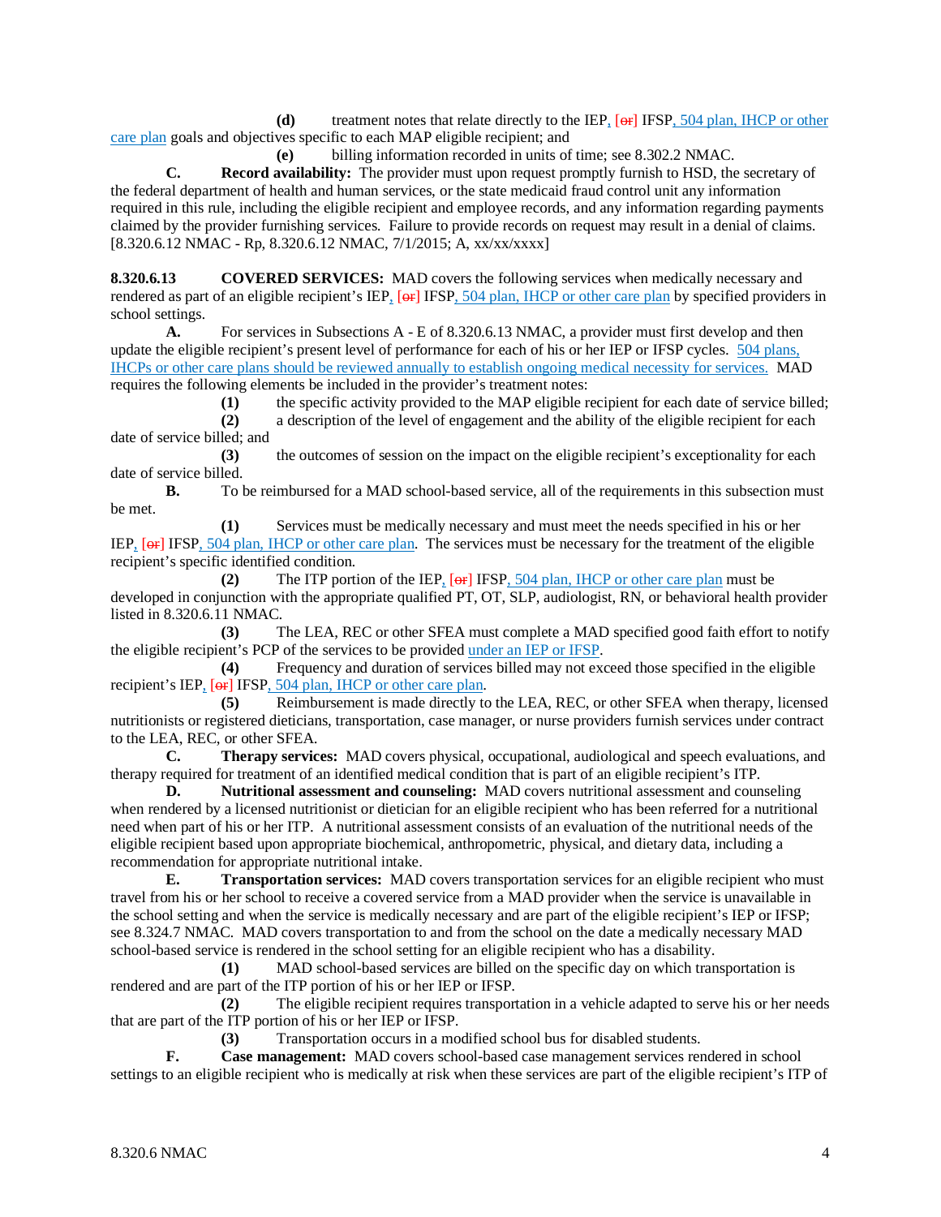(d) treatment notes that relate directly to the IEP, [or] IFSP, 504 plan, IHCP or other care plan goals and objectives specific to each MAP eligible recipient; and

(e) billing information recorded in units of time; see 8.302.2 NMAC.

**C. Record availability:** The provider must upon request promptly furnish to HSD, the secretary of the federal department of health and human services, or the state medicaid fraud control unit any information required in this rule, including the eligible recipient and employee records, and any information regarding payments claimed by the provider furnishing services. Failure to provide records on request may result in a denial of claims.
[8.320.6.12 NMAC - Rp, 8.320.6.12 NMAC, 7/1/2015; A, xx/xx/xxxx]

**8.320.6.13 COVERED SERVICES:** MAD covers the following services when medically necessary and rendered as part of an eligible recipient's IEP, [or] IFSP, 504 plan, IHCP or other care plan by specified providers in school settings.

**A.** For services in Subsections A - E of 8.320.6.13 NMAC, a provider must first develop and then update the eligible recipient's present level of performance for each of his or her IEP or IFSP cycles. 504 plans, IHCPs or other care plans should be reviewed annually to establish ongoing medical necessity for services. MAD requires the following elements be included in the provider's treatment notes:

**(1)** the specific activity provided to the MAP eligible recipient for each date of service billed;

**(2)** a description of the level of engagement and the ability of the eligible recipient for each date of service billed; and

**(3)** the outcomes of session on the impact on the eligible recipient's exceptionality for each date of service billed.

**B.** To be reimbursed for a MAD school-based service, all of the requirements in this subsection must be met.

**(1)** Services must be medically necessary and must meet the needs specified in his or her IEP, [or] IFSP, 504 plan, IHCP or other care plan. The services must be necessary for the treatment of the eligible recipient's specific identified condition.

**(2)** The ITP portion of the IEP, [or] IFSP, 504 plan, IHCP or other care plan must be developed in conjunction with the appropriate qualified PT, OT, SLP, audiologist, RN, or behavioral health provider listed in 8.320.6.11 NMAC.

**(3)** The LEA, REC or other SFEA must complete a MAD specified good faith effort to notify the eligible recipient's PCP of the services to be provided under an IEP or IFSP.

**(4)** Frequency and duration of services billed may not exceed those specified in the eligible recipient's IEP, [or] IFSP, 504 plan, IHCP or other care plan.

**(5)** Reimbursement is made directly to the LEA, REC, or other SFEA when therapy, licensed nutritionists or registered dieticians, transportation, case manager, or nurse providers furnish services under contract to the LEA, REC, or other SFEA.

**C. Therapy services:** MAD covers physical, occupational, audiological and speech evaluations, and therapy required for treatment of an identified medical condition that is part of an eligible recipient's ITP.

**D. Nutritional assessment and counseling:** MAD covers nutritional assessment and counseling when rendered by a licensed nutritionist or dietician for an eligible recipient who has been referred for a nutritional need when part of his or her ITP. A nutritional assessment consists of an evaluation of the nutritional needs of the eligible recipient based upon appropriate biochemical, anthropometric, physical, and dietary data, including a recommendation for appropriate nutritional intake.

**E. Transportation services:** MAD covers transportation services for an eligible recipient who must travel from his or her school to receive a covered service from a MAD provider when the service is unavailable in the school setting and when the service is medically necessary and are part of the eligible recipient's IEP or IFSP; see 8.324.7 NMAC. MAD covers transportation to and from the school on the date a medically necessary MAD school-based service is rendered in the school setting for an eligible recipient who has a disability.

**(1)** MAD school-based services are billed on the specific day on which transportation is rendered and are part of the ITP portion of his or her IEP or IFSP.

**(2)** The eligible recipient requires transportation in a vehicle adapted to serve his or her needs that are part of the ITP portion of his or her IEP or IFSP.

**(3)** Transportation occurs in a modified school bus for disabled students.

**F. Case management:** MAD covers school-based case management services rendered in school settings to an eligible recipient who is medically at risk when these services are part of the eligible recipient's ITP of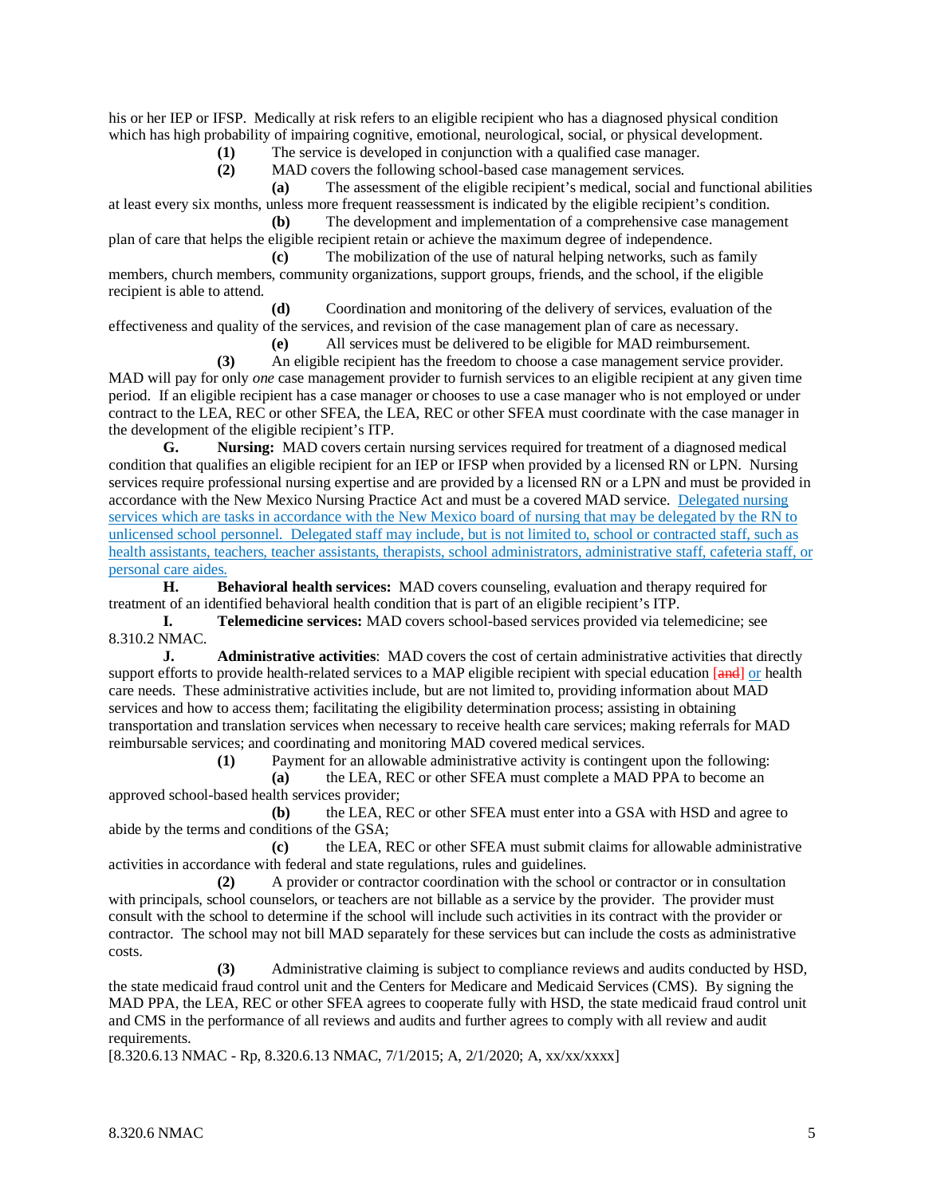his or her IEP or IFSP. Medically at risk refers to an eligible recipient who has a diagnosed physical condition which has high probability of impairing cognitive, emotional, neurological, social, or physical development.

**(1)** The service is developed in conjunction with a qualified case manager.

**(2)** MAD covers the following school-based case management services.

**(a)** The assessment of the eligible recipient's medical, social and functional abilities at least every six months, unless more frequent reassessment is indicated by the eligible recipient's condition.

**(b)** The development and implementation of a comprehensive case management plan of care that helps the eligible recipient retain or achieve the maximum degree of independence.

**(c)** The mobilization of the use of natural helping networks, such as family members, church members, community organizations, support groups, friends, and the school, if the eligible recipient is able to attend.

**(d)** Coordination and monitoring of the delivery of services, evaluation of the effectiveness and quality of the services, and revision of the case management plan of care as necessary.

**(e)** All services must be delivered to be eligible for MAD reimbursement.

**(3)** An eligible recipient has the freedom to choose a case management service provider. MAD will pay for only *one* case management provider to furnish services to an eligible recipient at any given time period. If an eligible recipient has a case manager or chooses to use a case manager who is not employed or under contract to the LEA, REC or other SFEA, the LEA, REC or other SFEA must coordinate with the case manager in the development of the eligible recipient's ITP.

**G. Nursing:** MAD covers certain nursing services required for treatment of a diagnosed medical condition that qualifies an eligible recipient for an IEP or IFSP when provided by a licensed RN or LPN. Nursing services require professional nursing expertise and are provided by a licensed RN or a LPN and must be provided in accordance with the New Mexico Nursing Practice Act and must be a covered MAD service. Delegated nursing services which are tasks in accordance with the New Mexico board of nursing that may be delegated by the RN to unlicensed school personnel. Delegated staff may include, but is not limited to, school or contracted staff, such as health assistants, teachers, teacher assistants, therapists, school administrators, administrative staff, cafeteria staff, or personal care aides.

**H. Behavioral health services:** MAD covers counseling, evaluation and therapy required for treatment of an identified behavioral health condition that is part of an eligible recipient's ITP.

**I. Telemedicine services:** MAD covers school-based services provided via telemedicine; see 8.310.2 NMAC.

**J. Administrative activities**: MAD covers the cost of certain administrative activities that directly support efforts to provide health-related services to a MAP eligible recipient with special education ~~[and]~~ or health care needs. These administrative activities include, but are not limited to, providing information about MAD services and how to access them; facilitating the eligibility determination process; assisting in obtaining transportation and translation services when necessary to receive health care services; making referrals for MAD reimbursable services; and coordinating and monitoring MAD covered medical services.

**(1)** Payment for an allowable administrative activity is contingent upon the following:

**(a)** the LEA, REC or other SFEA must complete a MAD PPA to become an approved school-based health services provider;

**(b)** the LEA, REC or other SFEA must enter into a GSA with HSD and agree to abide by the terms and conditions of the GSA;

**(c)** the LEA, REC or other SFEA must submit claims for allowable administrative activities in accordance with federal and state regulations, rules and guidelines.

**(2)** A provider or contractor coordination with the school or contractor or in consultation with principals, school counselors, or teachers are not billable as a service by the provider. The provider must consult with the school to determine if the school will include such activities in its contract with the provider or contractor. The school may not bill MAD separately for these services but can include the costs as administrative costs.

**(3)** Administrative claiming is subject to compliance reviews and audits conducted by HSD, the state medicaid fraud control unit and the Centers for Medicare and Medicaid Services (CMS). By signing the MAD PPA, the LEA, REC or other SFEA agrees to cooperate fully with HSD, the state medicaid fraud control unit and CMS in the performance of all reviews and audits and further agrees to comply with all review and audit requirements.

[8.320.6.13 NMAC - Rp, 8.320.6.13 NMAC, 7/1/2015; A, 2/1/2020; A, xx/xx/xxxx]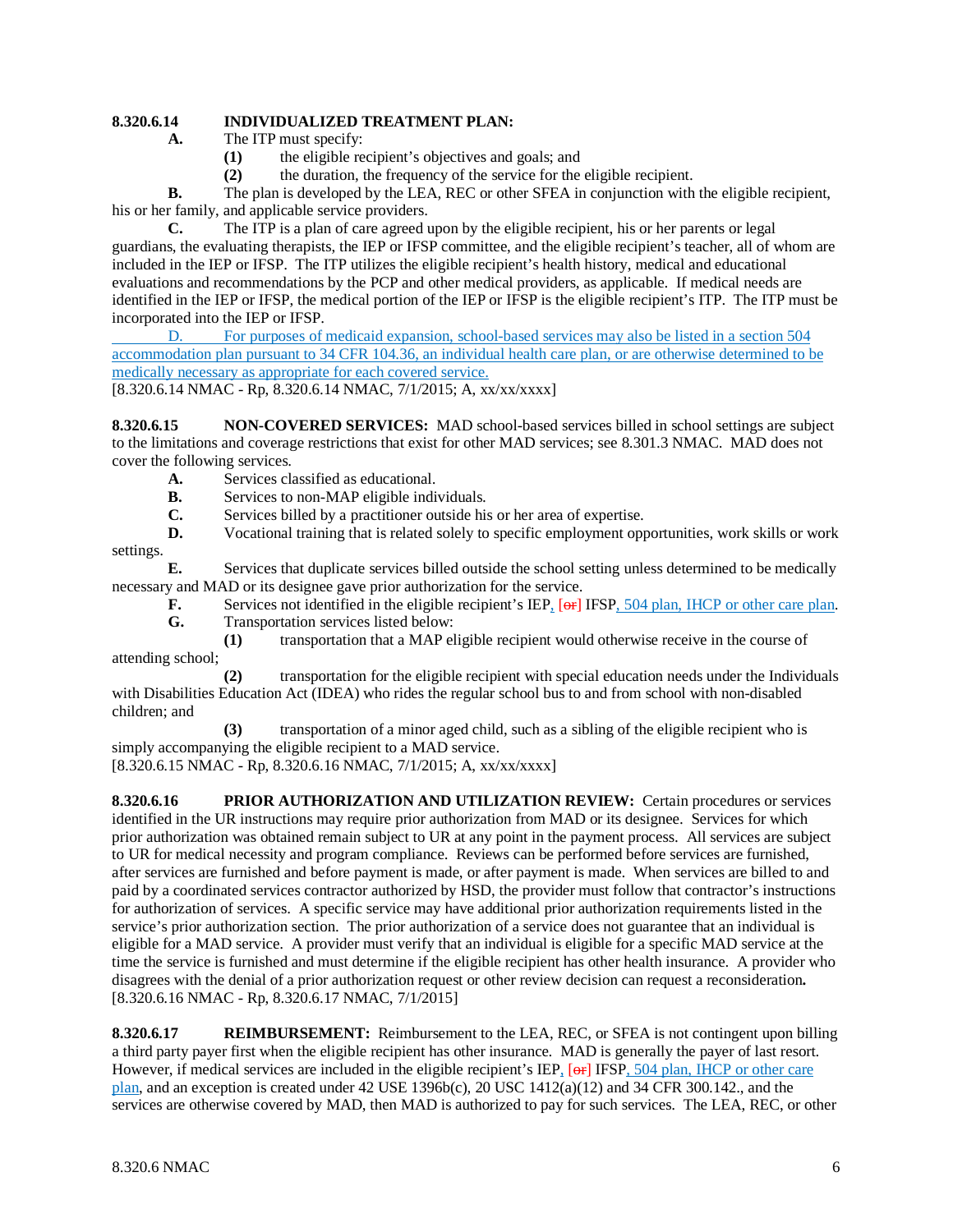**8.320.6.14 INDIVIDUALIZED TREATMENT PLAN:**

**A.** The ITP must specify:

**(1)** the eligible recipient's objectives and goals; and

**(2)** the duration, the frequency of the service for the eligible recipient.

**B.** The plan is developed by the LEA, REC or other SFEA in conjunction with the eligible recipient, his or her family, and applicable service providers.

**C.** The ITP is a plan of care agreed upon by the eligible recipient, his or her parents or legal guardians, the evaluating therapists, the IEP or IFSP committee, and the eligible recipient's teacher, all of whom are included in the IEP or IFSP. The ITP utilizes the eligible recipient's health history, medical and educational evaluations and recommendations by the PCP and other medical providers, as applicable. If medical needs are identified in the IEP or IFSP, the medical portion of the IEP or IFSP is the eligible recipient's ITP. The ITP must be incorporated into the IEP or IFSP.

D. For purposes of medicaid expansion, school-based services may also be listed in a section 504 accommodation plan pursuant to 34 CFR 104.36, an individual health care plan, or are otherwise determined to be medically necessary as appropriate for each covered service.

[8.320.6.14 NMAC - Rp, 8.320.6.14 NMAC, 7/1/2015; A, xx/xx/xxxx]

**8.320.6.15 NON-COVERED SERVICES:** MAD school-based services billed in school settings are subject to the limitations and coverage restrictions that exist for other MAD services; see 8.301.3 NMAC. MAD does not cover the following services.

**A.** Services classified as educational.

**B.** Services to non-MAP eligible individuals.

**C.** Services billed by a practitioner outside his or her area of expertise.

**D.** Vocational training that is related solely to specific employment opportunities, work skills or work settings.

**E.** Services that duplicate services billed outside the school setting unless determined to be medically necessary and MAD or its designee gave prior authorization for the service.

**F.** Services not identified in the eligible recipient's IEP, [~~or~~] IFSP, 504 plan, IHCP or other care plan.

**G.** Transportation services listed below:

**(1)** transportation that a MAP eligible recipient would otherwise receive in the course of attending school;

**(2)** transportation for the eligible recipient with special education needs under the Individuals with Disabilities Education Act (IDEA) who rides the regular school bus to and from school with non-disabled children; and

**(3)** transportation of a minor aged child, such as a sibling of the eligible recipient who is simply accompanying the eligible recipient to a MAD service.

[8.320.6.15 NMAC - Rp, 8.320.6.16 NMAC, 7/1/2015; A, xx/xx/xxxx]

**8.320.6.16 PRIOR AUTHORIZATION AND UTILIZATION REVIEW:** Certain procedures or services identified in the UR instructions may require prior authorization from MAD or its designee. Services for which prior authorization was obtained remain subject to UR at any point in the payment process. All services are subject to UR for medical necessity and program compliance. Reviews can be performed before services are furnished, after services are furnished and before payment is made, or after payment is made. When services are billed to and paid by a coordinated services contractor authorized by HSD, the provider must follow that contractor's instructions for authorization of services. A specific service may have additional prior authorization requirements listed in the service's prior authorization section. The prior authorization of a service does not guarantee that an individual is eligible for a MAD service. A provider must verify that an individual is eligible for a specific MAD service at the time the service is furnished and must determine if the eligible recipient has other health insurance. A provider who disagrees with the denial of a prior authorization request or other review decision can request a reconsideration**.**

[8.320.6.16 NMAC - Rp, 8.320.6.17 NMAC, 7/1/2015]

**8.320.6.17 REIMBURSEMENT:** Reimbursement to the LEA, REC, or SFEA is not contingent upon billing a third party payer first when the eligible recipient has other insurance. MAD is generally the payer of last resort. However, if medical services are included in the eligible recipient's IEP, [~~or~~] IFSP, 504 plan, IHCP or other care plan, and an exception is created under 42 USE 1396b(c), 20 USC 1412(a)(12) and 34 CFR 300.142., and the services are otherwise covered by MAD, then MAD is authorized to pay for such services. The LEA, REC, or other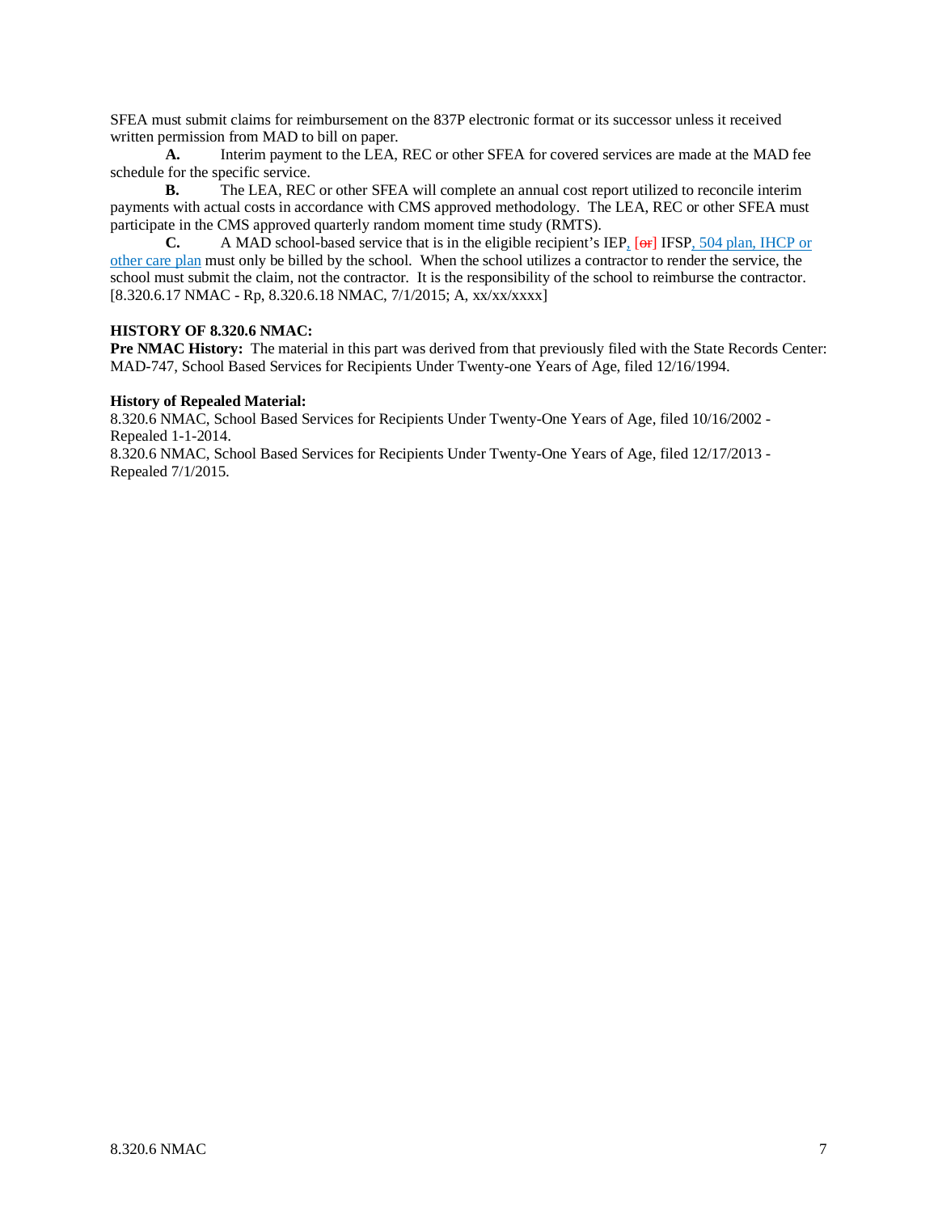SFEA must submit claims for reimbursement on the 837P electronic format or its successor unless it received written permission from MAD to bill on paper.

**A.** Interim payment to the LEA, REC or other SFEA for covered services are made at the MAD fee schedule for the specific service.

**B.** The LEA, REC or other SFEA will complete an annual cost report utilized to reconcile interim payments with actual costs in accordance with CMS approved methodology. The LEA, REC or other SFEA must participate in the CMS approved quarterly random moment time study (RMTS).

**C.** A MAD school-based service that is in the eligible recipient's IEP, [~~or~~] IFSP, 504 plan, IHCP or other care plan must only be billed by the school. When the school utilizes a contractor to render the service, the school must submit the claim, not the contractor. It is the responsibility of the school to reimburse the contractor.
[8.320.6.17 NMAC - Rp, 8.320.6.18 NMAC, 7/1/2015; A, xx/xx/xxxx]

**HISTORY OF 8.320.6 NMAC:**
**Pre NMAC History:** The material in this part was derived from that previously filed with the State Records Center: MAD-747, School Based Services for Recipients Under Twenty-one Years of Age, filed 12/16/1994.

**History of Repealed Material:**
8.320.6 NMAC, School Based Services for Recipients Under Twenty-One Years of Age, filed 10/16/2002 - Repealed 1-1-2014.
8.320.6 NMAC, School Based Services for Recipients Under Twenty-One Years of Age, filed 12/17/2013 - Repealed 7/1/2015.